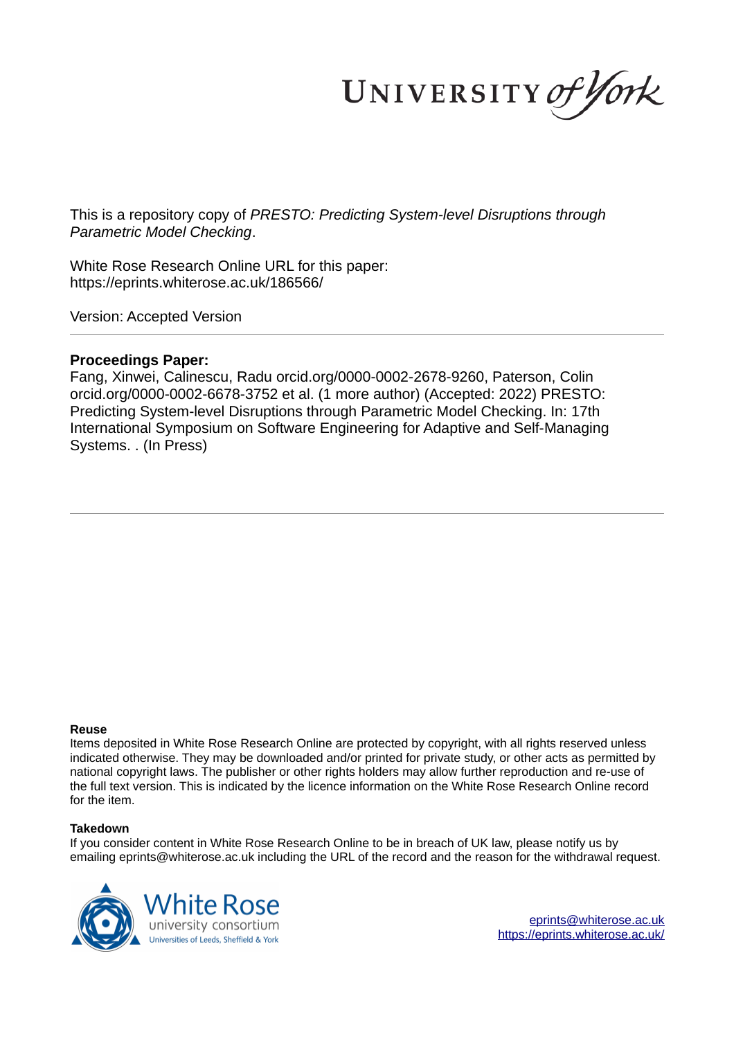This is a repository copy of *PRESTO: Predicting System-level Disruptions through Parametric Model Checking*.

White Rose Research Online URL for this paper:
https://eprints.whiterose.ac.uk/186566/

Version: Accepted Version

**Proceedings Paper:**

Fang, Xinwei, Calinescu, Radu orcid.org/0000-0002-2678-9260, Paterson, Colin orcid.org/0000-0002-6678-3752 et al. (1 more author) (Accepted: 2022) PRESTO: Predicting System-level Disruptions through Parametric Model Checking. In: 17th International Symposium on Software Engineering for Adaptive and Self-Managing Systems. . (In Press)

**Reuse**

Items deposited in White Rose Research Online are protected by copyright, with all rights reserved unless indicated otherwise. They may be downloaded and/or printed for private study, or other acts as permitted by national copyright laws. The publisher or other rights holders may allow further reproduction and re-use of the full text version. This is indicated by the licence information on the White Rose Research Online record for the item.

**Takedown**

If you consider content in White Rose Research Online to be in breach of UK law, please notify us by emailing eprints@whiterose.ac.uk including the URL of the record and the reason for the withdrawal request.

eprints@whiterose.ac.uk
https://eprints.whiterose.ac.uk/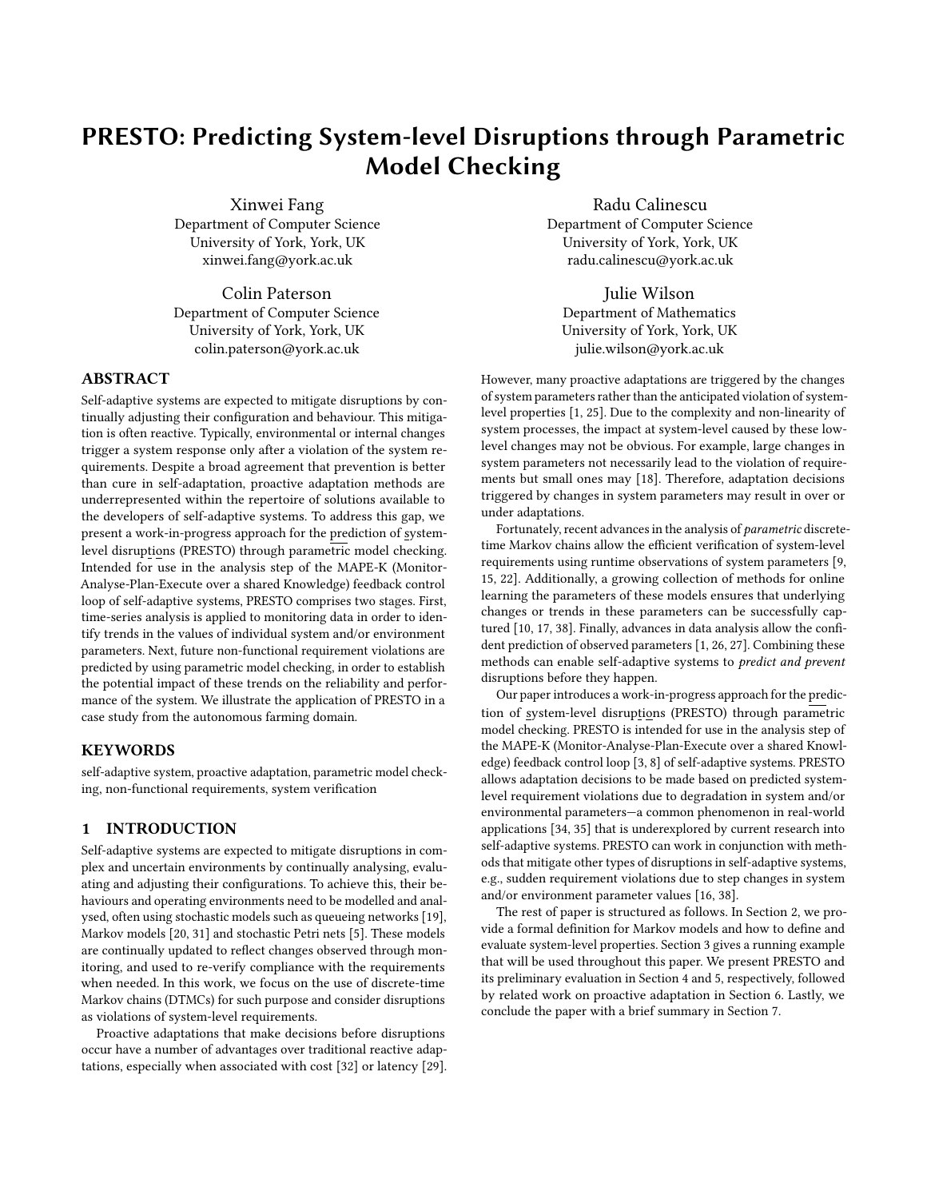# PRESTO: Predicting System-level Disruptions through Parametric Model Checking

Xinwei Fang
Department of Computer Science
University of York, York, UK
xinwei.fang@york.ac.uk

Radu Calinescu
Department of Computer Science
University of York, York, UK
radu.calinescu@york.ac.uk

Colin Paterson
Department of Computer Science
University of York, York, UK
colin.paterson@york.ac.uk

Julie Wilson
Department of Mathematics
University of York, York, UK
julie.wilson@york.ac.uk

## ABSTRACT

Self-adaptive systems are expected to mitigate disruptions by continually adjusting their configuration and behaviour. This mitigation is often reactive. Typically, environmental or internal changes trigger a system response only after a violation of the system requirements. Despite a broad agreement that prevention is better than cure in self-adaptation, proactive adaptation methods are underrepresented within the repertoire of solutions available to the developers of self-adaptive systems. To address this gap, we present a work-in-progress approach for the prediction of system-level disruptions (PRESTO) through parametric model checking. Intended for use in the analysis step of the MAPE-K (Monitor-Analyse-Plan-Execute over a shared Knowledge) feedback control loop of self-adaptive systems, PRESTO comprises two stages. First, time-series analysis is applied to monitoring data in order to identify trends in the values of individual system and/or environment parameters. Next, future non-functional requirement violations are predicted by using parametric model checking, in order to establish the potential impact of these trends on the reliability and performance of the system. We illustrate the application of PRESTO in a case study from the autonomous farming domain.

## KEYWORDS

self-adaptive system, proactive adaptation, parametric model checking, non-functional requirements, system verification

## 1 INTRODUCTION

Self-adaptive systems are expected to mitigate disruptions in complex and uncertain environments by continually analysing, evaluating and adjusting their configurations. To achieve this, their behaviours and operating environments need to be modelled and analysed, often using stochastic models such as queueing networks [19], Markov models [20, 31] and stochastic Petri nets [5]. These models are continually updated to reflect changes observed through monitoring, and used to re-verify compliance with the requirements when needed. In this work, we focus on the use of discrete-time Markov chains (DTMCs) for such purpose and consider disruptions as violations of system-level requirements.

Proactive adaptations that make decisions before disruptions occur have a number of advantages over traditional reactive adaptations, especially when associated with cost [32] or latency [29]. However, many proactive adaptations are triggered by the changes of system parameters rather than the anticipated violation of system-level properties [1, 25]. Due to the complexity and non-linearity of system processes, the impact at system-level caused by these low-level changes may not be obvious. For example, large changes in system parameters not necessarily lead to the violation of requirements but small ones may [18]. Therefore, adaptation decisions triggered by changes in system parameters may result in over or under adaptations.

Fortunately, recent advances in the analysis of *parametric* discrete-time Markov chains allow the efficient verification of system-level requirements using runtime observations of system parameters [9, 15, 22]. Additionally, a growing collection of methods for online learning the parameters of these models ensures that underlying changes or trends in these parameters can be successfully captured [10, 17, 38]. Finally, advances in data analysis allow the confident prediction of observed parameters [1, 26, 27]. Combining these methods can enable self-adaptive systems to *predict and prevent* disruptions before they happen.

Our paper introduces a work-in-progress approach for the prediction of system-level disruptions (PRESTO) through parametric model checking. PRESTO is intended for use in the analysis step of the MAPE-K (Monitor-Analyse-Plan-Execute over a shared Knowledge) feedback control loop [3, 8] of self-adaptive systems. PRESTO allows adaptation decisions to be made based on predicted system-level requirement violations due to degradation in system and/or environmental parameters—a common phenomenon in real-world applications [34, 35] that is underexplored by current research into self-adaptive systems. PRESTO can work in conjunction with methods that mitigate other types of disruptions in self-adaptive systems, e.g., sudden requirement violations due to step changes in system and/or environment parameter values [16, 38].

The rest of paper is structured as follows. In Section 2, we provide a formal definition for Markov models and how to define and evaluate system-level properties. Section 3 gives a running example that will be used throughout this paper. We present PRESTO and its preliminary evaluation in Section 4 and 5, respectively, followed by related work on proactive adaptation in Section 6. Lastly, we conclude the paper with a brief summary in Section 7.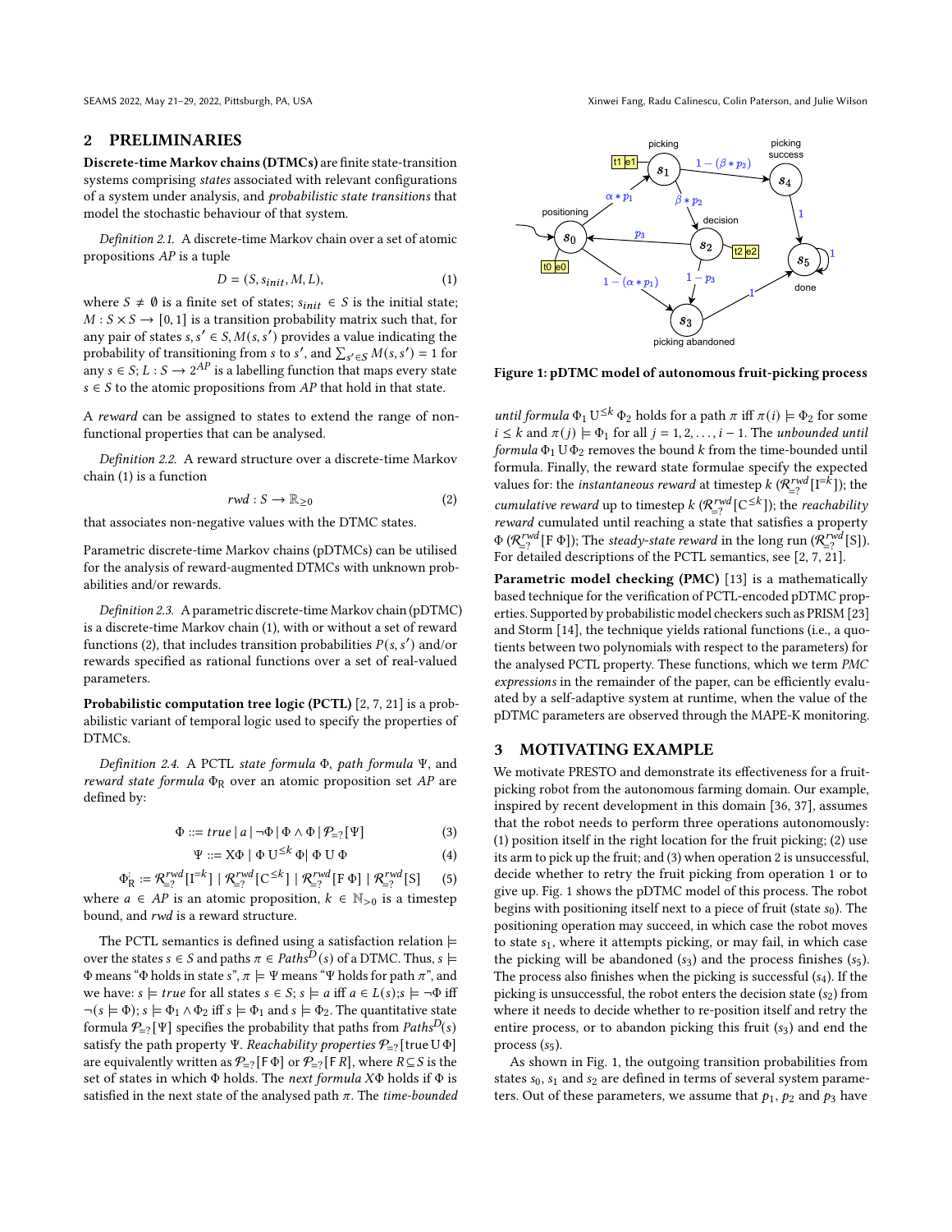## 2 PRELIMINARIES

**Discrete-time Markov chains (DTMCs)** are finite state-transition systems comprising *states* associated with relevant configurations of a system under analysis, and *probabilistic state transitions* that model the stochastic behaviour of that system.

*Definition 2.1.* A discrete-time Markov chain over a set of atomic propositions $AP$ is a tuple

$$D = (S, s_{init}, M, L), \tag{1}$$

where $S \neq \emptyset$ is a finite set of states; $s_{init} \in S$ is the initial state; $M : S \times S \rightarrow [0, 1]$ is a transition probability matrix such that, for any pair of states $s, s' \in S, M(s, s')$ provides a value indicating the probability of transitioning from $s$ to $s'$, and $\sum_{s' \in S} M(s, s') = 1$ for any $s \in S$; $L : S \rightarrow 2^{AP}$ is a labelling function that maps every state $s \in S$ to the atomic propositions from $AP$ that hold in that state.

A *reward* can be assigned to states to extend the range of non-functional properties that can be analysed.

*Definition 2.2.* A reward structure over a discrete-time Markov chain (1) is a function

$$rwd : S \rightarrow \mathbb{R}_{\geq 0} \tag{2}$$

that associates non-negative values with the DTMC states.

Parametric discrete-time Markov chains (pDTMCs) can be utilised for the analysis of reward-augmented DTMCs with unknown probabilities and/or rewards.

*Definition 2.3.* A parametric discrete-time Markov chain (pDTMC) is a discrete-time Markov chain (1), with or without a set of reward functions (2), that includes transition probabilities $P(s, s')$ and/or rewards specified as rational functions over a set of real-valued parameters.

**Probabilistic computation tree logic (PCTL)** [2, 7, 21] is a probabilistic variant of temporal logic used to specify the properties of DTMCs.

*Definition 2.4.* A PCTL *state formula* $\Phi$, *path formula* $\Psi$, and *reward state formula* $\Phi_R$ over an atomic proposition set $AP$ are defined by:

$$\Phi ::= true \mid a \mid \neg\Phi \mid \Phi \wedge \Phi \mid \mathcal{P}_{=?}[\Psi] \tag{3}$$

$$\Psi ::= X\Phi \mid \Phi \, U^{\leq k} \, \Phi \mid \Phi \, U \, \Phi \tag{4}$$

$$\Phi_R ::= \mathcal{R}^{rwd}_{=?}[I^{=k}] \mid \mathcal{R}^{rwd}_{=?}[C^{\leq k}] \mid \mathcal{R}^{rwd}_{=?}[F \, \Phi] \mid \mathcal{R}^{rwd}_{=?}[S] \tag{5}$$

where $a \in AP$ is an atomic proposition, $k \in \mathbb{N}_{>0}$ is a timestep bound, and $rwd$ is a reward structure.

The PCTL semantics is defined using a satisfaction relation $\models$ over the states $s \in S$ and paths $\pi \in Paths^D(s)$ of a DTMC. Thus, $s \models \Phi$ means "$\Phi$ holds in state $s$", $\pi \models \Psi$ means "$\Psi$ holds for path $\pi$", and we have: $s \models true$ for all states $s \in S$; $s \models a$ iff $a \in L(s)$;$s \models \neg\Phi$ iff $\neg(s \models \Phi)$; $s \models \Phi_1 \wedge \Phi_2$ iff $s \models \Phi_1$ and $s \models \Phi_2$. The quantitative state formula $\mathcal{P}_{=?}[\Psi]$ specifies the probability that paths from $Paths^D(s)$ satisfy the path property $\Psi$. *Reachability properties* $\mathcal{P}_{=?}[\text{true} \, U \, \Phi]$ are equivalently written as $\mathcal{P}_{=?}[F \, \Phi]$ or $\mathcal{P}_{=?}[F \, R]$, where $R \subseteq S$ is the set of states in which $\Phi$ holds. The *next formula* $X\Phi$ holds if $\Phi$ is satisfied in the next state of the analysed path $\pi$. The *time-bounded until formula* $\Phi_1 \, U^{\leq k} \, \Phi_2$ holds for a path $\pi$ iff $\pi(i) \models \Phi_2$ for some $i \leq k$ and $\pi(j) \models \Phi_1$ for all $j = 1, 2, \ldots, i-1$. The *unbounded until formula* $\Phi_1 \, U \, \Phi_2$ removes the bound $k$ from the time-bounded until formula. Finally, the reward state formulae specify the expected values for: the *instantaneous reward* at timestep $k$ ($\mathcal{R}^{rwd}_{=?}[I^{=k}]$); the *cumulative reward* up to timestep $k$ ($\mathcal{R}^{rwd}_{=?}[C^{\leq k}]$); the *reachability reward* cumulated until reaching a state that satisfies a property $\Phi$ ($\mathcal{R}^{rwd}_{=?}[F \, \Phi]$); The *steady-state reward* in the long run ($\mathcal{R}^{rwd}_{=?}[S]$). For detailed descriptions of the PCTL semantics, see [2, 7, 21].

**Parametric model checking (PMC)** [13] is a mathematically based technique for the verification of PCTL-encoded pDTMC properties. Supported by probabilistic model checkers such as PRISM [23] and Storm [14], the technique yields rational functions (i.e., a quotients between two polynomials with respect to the parameters) for the analysed PCTL property. These functions, which we term *PMC expressions* in the remainder of the paper, can be efficiently evaluated by a self-adaptive system at runtime, when the value of the pDTMC parameters are observed through the MAPE-K monitoring.

**Figure 1: pDTMC model of autonomous fruit-picking process**

## 3 MOTIVATING EXAMPLE

We motivate PRESTO and demonstrate its effectiveness for a fruit-picking robot from the autonomous farming domain. Our example, inspired by recent development in this domain [36, 37], assumes that the robot needs to perform three operations autonomously: (1) position itself in the right location for the fruit picking; (2) use its arm to pick up the fruit; and (3) when operation 2 is unsuccessful, decide whether to retry the fruit picking from operation 1 or to give up. Fig. 1 shows the pDTMC model of this process. The robot begins with positioning itself next to a piece of fruit (state $s_0$). The positioning operation may succeed, in which case the robot moves to state $s_1$, where it attempts picking, or may fail, in which case the picking will be abandoned ($s_3$) and the process finishes ($s_5$). The process also finishes when the picking is successful ($s_4$). If the picking is unsuccessful, the robot enters the decision state ($s_2$) from where it needs to decide whether to re-position itself and retry the entire process, or to abandon picking this fruit ($s_3$) and end the process ($s_5$).

As shown in Fig. 1, the outgoing transition probabilities from states $s_0$, $s_1$ and $s_2$ are defined in terms of several system parameters. Out of these parameters, we assume that $p_1$, $p_2$ and $p_3$ have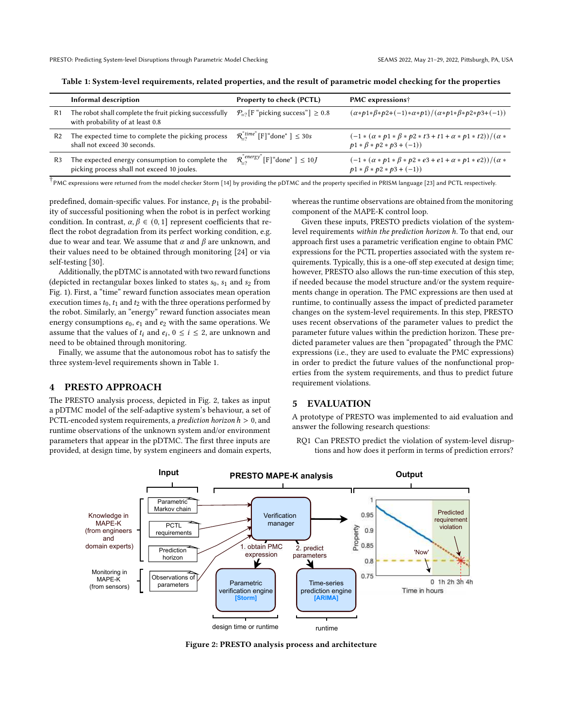Table 1: System-level requirements, related properties, and the result of parametric model checking for the properties

| | Informal description | Property to check (PCTL) | PMC expressions† |
|---|---|---|---|
| R1 | The robot shall complete the fruit picking successfully with probability of at least 0.8 | $\mathcal{P}_{=?}$[F "picking success"] $\geq 0.8$ | $(\alpha*p1*\beta*p2+(-1)*\alpha*p1)/(\alpha*p1*\beta*p2*p3+(-1))$ |
| R2 | The expected time to complete the picking process shall not exceed 30 seconds. | $\mathcal{R}^{\text{"time"}}_{=?}$[F]"done" ] $\leq 30s$ | $(-1*(\alpha*p1*\beta*p2*t3+t1+\alpha*p1*t2))/(\alpha*p1*\beta*p2*p3+(-1))$ |
| R3 | The expected energy consumption to complete the picking process shall not exceed 10 joules. | $\mathcal{R}^{\text{"energy"}}_{=?}$[F]"done" ] $\leq 10J$ | $(-1*(\alpha*p1*\beta*p2*e3+e1+\alpha*p1*e2))/(\alpha*p1*\beta*p2*p3+(-1))$ |

†PMC expressions were returned from the model checker Storm [14] by providing the pDTMC and the property specified in PRISM language [23] and PCTL respectively.

predefined, domain-specific values. For instance, $p_1$ is the probability of successful positioning when the robot is in perfect working condition. In contrast, $\alpha, \beta \in (0, 1]$ represent coefficients that reflect the robot degradation from its perfect working condition, e.g. due to wear and tear. We assume that $\alpha$ and $\beta$ are unknown, and their values need to be obtained through monitoring [24] or via self-testing [30].

Additionally, the pDTMC is annotated with two reward functions (depicted in rectangular boxes linked to states $s_0$, $s_1$ and $s_2$ from Fig. 1). First, a "time" reward function associates mean operation execution times $t_0$, $t_1$ and $t_2$ with the three operations performed by the robot. Similarly, an "energy" reward function associates mean energy consumptions $e_0$, $e_1$ and $e_2$ with the same operations. We assume that the values of $t_i$ and $e_i$, $0 \leq i \leq 2$, are unknown and need to be obtained through monitoring.

Finally, we assume that the autonomous robot has to satisfy the three system-level requirements shown in Table 1.

## 4 PRESTO APPROACH

The PRESTO analysis process, depicted in Fig. 2, takes as input a pDTMC model of the self-adaptive system's behaviour, a set of PCTL-encoded system requirements, a *prediction horizon* $h > 0$, and runtime observations of the unknown system and/or environment parameters that appear in the pDTMC. The first three inputs are provided, at design time, by system engineers and domain experts, whereas the runtime observations are obtained from the monitoring component of the MAPE-K control loop.

Given these inputs, PRESTO predicts violation of the system-level requirements *within the prediction horizon h*. To that end, our approach first uses a parametric verification engine to obtain PMC expressions for the PCTL properties associated with the system requirements. Typically, this is a one-off step executed at design time; however, PRESTO also allows the run-time execution of this step, if needed because the model structure and/or the system requirements change in operation. The PMC expressions are then used at runtime, to continually assess the impact of predicted parameter changes on the system-level requirements. In this step, PRESTO uses recent observations of the parameter values to predict the parameter future values within the prediction horizon. These predicted parameter values are then "propagated" through the PMC expressions (i.e., they are used to evaluate the PMC expressions) in order to predict the future values of the nonfunctional properties from the system requirements, and thus to predict future requirement violations.

## 5 EVALUATION

A prototype of PRESTO was implemented to aid evaluation and answer the following research questions:

- RQ1 Can PRESTO predict the violation of system-level disruptions and how does it perform in terms of prediction errors?

Figure 2: PRESTO analysis process and architecture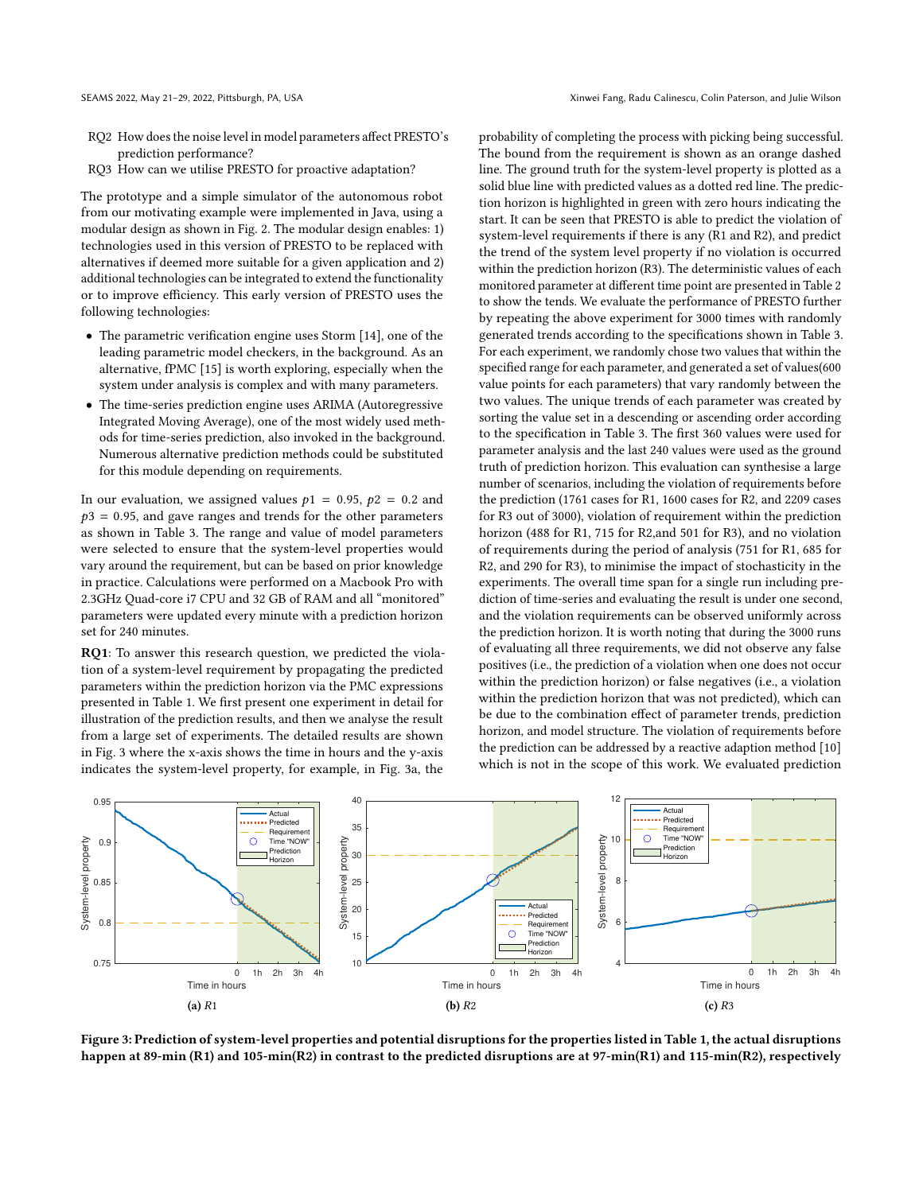RQ2 How does the noise level in model parameters affect PRESTO's prediction performance?

RQ3 How can we utilise PRESTO for proactive adaptation?

The prototype and a simple simulator of the autonomous robot from our motivating example were implemented in Java, using a modular design as shown in Fig. 2. The modular design enables: 1) technologies used in this version of PRESTO to be replaced with alternatives if deemed more suitable for a given application and 2) additional technologies can be integrated to extend the functionality or to improve efficiency. This early version of PRESTO uses the following technologies:

- The parametric verification engine uses Storm [14], one of the leading parametric model checkers, in the background. As an alternative, fPMC [15] is worth exploring, especially when the system under analysis is complex and with many parameters.
- The time-series prediction engine uses ARIMA (Autoregressive Integrated Moving Average), one of the most widely used methods for time-series prediction, also invoked in the background. Numerous alternative prediction methods could be substituted for this module depending on requirements.

In our evaluation, we assigned values $p1 = 0.95$, $p2 = 0.2$ and $p3 = 0.95$, and gave ranges and trends for the other parameters as shown in Table 3. The range and value of model parameters were selected to ensure that the system-level properties would vary around the requirement, but can be based on prior knowledge in practice. Calculations were performed on a Macbook Pro with 2.3GHz Quad-core i7 CPU and 32 GB of RAM and all "monitored" parameters were updated every minute with a prediction horizon set for 240 minutes.

**RQ1**: To answer this research question, we predicted the violation of a system-level requirement by propagating the predicted parameters within the prediction horizon via the PMC expressions presented in Table 1. We first present one experiment in detail for illustration of the prediction results, and then we analyse the result from a large set of experiments. The detailed results are shown in Fig. 3 where the x-axis shows the time in hours and the y-axis indicates the system-level property, for example, in Fig. 3a, the probability of completing the process with picking being successful. The bound from the requirement is shown as an orange dashed line. The ground truth for the system-level property is plotted as a solid blue line with predicted values as a dotted red line. The prediction horizon is highlighted in green with zero hours indicating the start. It can be seen that PRESTO is able to predict the violation of system-level requirements if there is any (R1 and R2), and predict the trend of the system level property if no violation is occurred within the prediction horizon (R3). The deterministic values of each monitored parameter at different time point are presented in Table 2 to show the tends. We evaluate the performance of PRESTO further by repeating the above experiment for 3000 times with randomly generated trends according to the specifications shown in Table 3. For each experiment, we randomly chose two values that within the specified range for each parameter, and generated a set of values(600 value points for each parameters) that vary randomly between the two values. The unique trends of each parameter was created by sorting the value set in a descending or ascending order according to the specification in Table 3. The first 360 values were used for parameter analysis and the last 240 values were used as the ground truth of prediction horizon. This evaluation can synthesise a large number of scenarios, including the violation of requirements before the prediction (1761 cases for R1, 1600 cases for R2, and 2209 cases for R3 out of 3000), violation of requirement within the prediction horizon (488 for R1, 715 for R2,and 501 for R3), and no violation of requirements during the period of analysis (751 for R1, 685 for R2, and 290 for R3), to minimise the impact of stochasticity in the experiments. The overall time span for a single run including prediction of time-series and evaluating the result is under one second, and the violation requirements can be observed uniformly across the prediction horizon. It is worth noting that during the 3000 runs of evaluating all three requirements, we did not observe any false positives (i.e., the prediction of a violation when one does not occur within the prediction horizon) or false negatives (i.e., a violation within the prediction horizon that was not predicted), which can be due to the combination effect of parameter trends, prediction horizon, and model structure. The violation of requirements before the prediction can be addressed by a reactive adaption method [10] which is not in the scope of this work. We evaluated prediction

(a) $R1$ (b) $R2$ (c) $R3$

**Figure 3: Prediction of system-level properties and potential disruptions for the properties listed in Table 1, the actual disruptions happen at 89-min (R1) and 105-min(R2) in contrast to the predicted disruptions are at 97-min(R1) and 115-min(R2), respectively**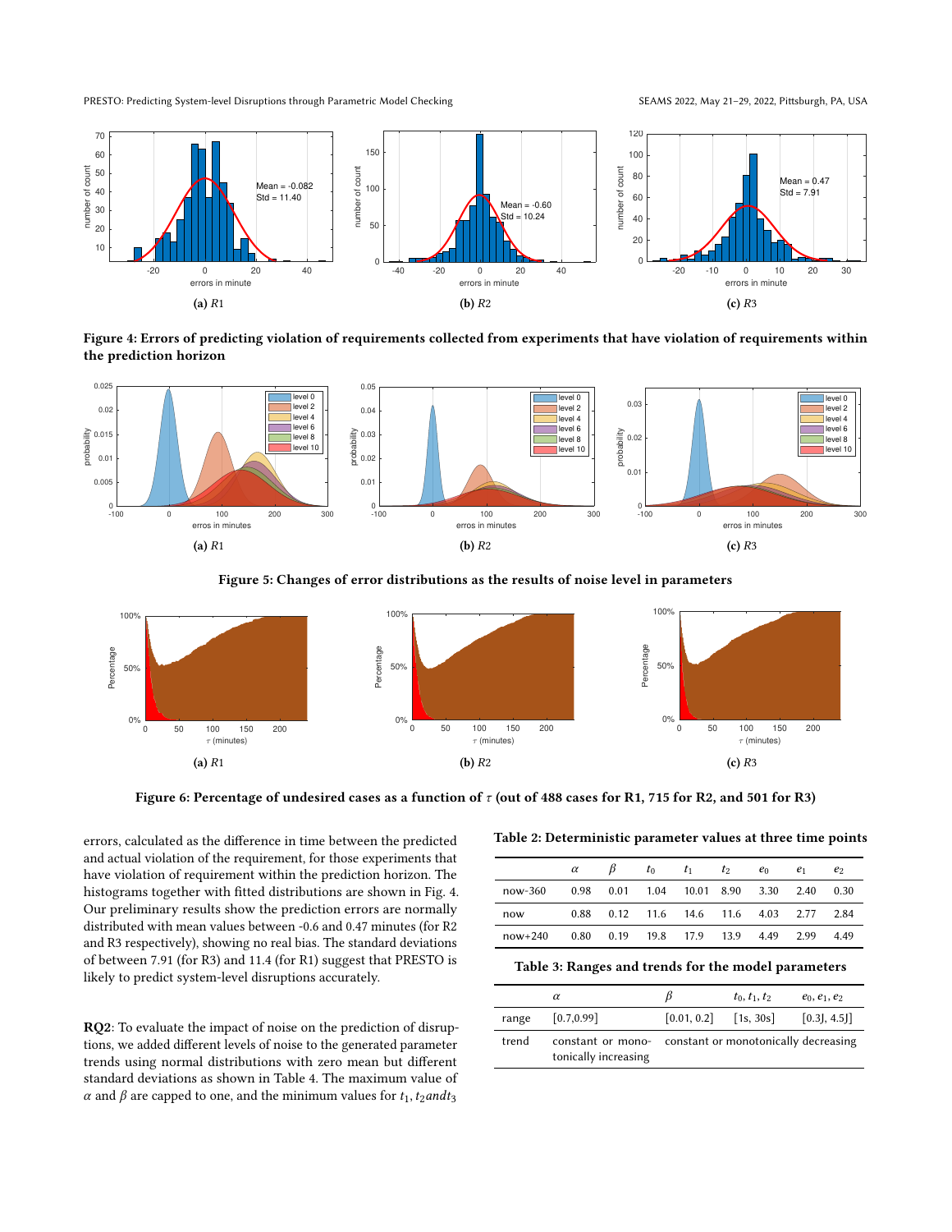(a) $R1$

(b) $R2$

(c) $R3$

**Figure 4: Errors of predicting violation of requirements collected from experiments that have violation of requirements within the prediction horizon**

(a) $R1$

(b) $R2$

(c) $R3$

**Figure 5: Changes of error distributions as the results of noise level in parameters**

(a) $R1$

(b) $R2$

(c) $R3$

**Figure 6: Percentage of undesired cases as a function of $\tau$ (out of 488 cases for R1, 715 for R2, and 501 for R3)**

errors, calculated as the difference in time between the predicted and actual violation of the requirement, for those experiments that have violation of requirement within the prediction horizon. The histograms together with fitted distributions are shown in Fig. 4. Our preliminary results show the prediction errors are normally distributed with mean values between -0.6 and 0.47 minutes (for R2 and R3 respectively), showing no real bias. The standard deviations of between 7.91 (for R3) and 11.4 (for R1) suggest that PRESTO is likely to predict system-level disruptions accurately.

**RQ2**: To evaluate the impact of noise on the prediction of disruptions, we added different levels of noise to the generated parameter trends using normal distributions with zero mean but different standard deviations as shown in Table 4. The maximum value of $\alpha$ and $\beta$ are capped to one, and the minimum values for $t_1, t_2 and t_3$

**Table 2: Deterministic parameter values at three time points**

| | $\alpha$ | $\beta$ | $t_0$ | $t_1$ | $t_2$ | $e_0$ | $e_1$ | $e_2$ |
|---|---|---|---|---|---|---|---|---|
| now-360 | 0.98 | 0.01 | 1.04 | 10.01 | 8.90 | 3.30 | 2.40 | 0.30 |
| now | 0.88 | 0.12 | 11.6 | 14.6 | 11.6 | 4.03 | 2.77 | 2.84 |
| now+240 | 0.80 | 0.19 | 19.8 | 17.9 | 13.9 | 4.49 | 2.99 | 4.49 |

**Table 3: Ranges and trends for the model parameters**

| | $\alpha$ | $\beta$ | $t_0, t_1, t_2$ | $e_0, e_1, e_2$ |
|---|---|---|---|---|
| range | [0.7,0.99] | [0.01, 0.2] | [1s, 30s] | [0.3J, 4.5J] |
| trend | constant or monotonically increasing | constant or monotonically decreasing | | |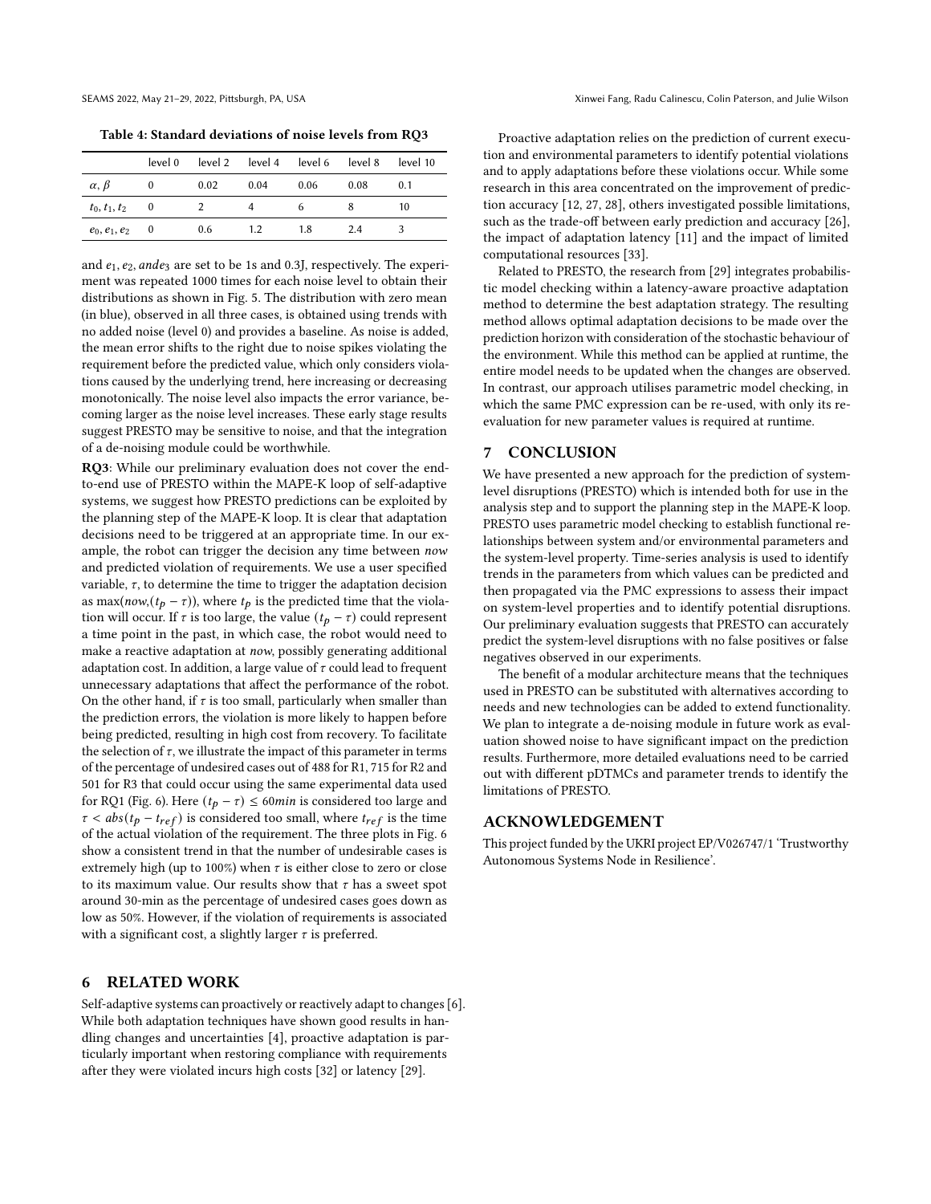Table 4: Standard deviations of noise levels from RQ3

| | level 0 | level 2 | level 4 | level 6 | level 8 | level 10 |
|---|---|---|---|---|---|---|
| $\alpha, \beta$ | 0 | 0.02 | 0.04 | 0.06 | 0.08 | 0.1 |
| $t_0, t_1, t_2$ | 0 | 2 | 4 | 6 | 8 | 10 |
| $e_0, e_1, e_2$ | 0 | 0.6 | 1.2 | 1.8 | 2.4 | 3 |

and $e_1, e_2, and e_3$ are set to be 1s and 0.3J, respectively. The experiment was repeated 1000 times for each noise level to obtain their distributions as shown in Fig. 5. The distribution with zero mean (in blue), observed in all three cases, is obtained using trends with no added noise (level 0) and provides a baseline. As noise is added, the mean error shifts to the right due to noise spikes violating the requirement before the predicted value, which only considers violations caused by the underlying trend, here increasing or decreasing monotonically. The noise level also impacts the error variance, becoming larger as the noise level increases. These early stage results suggest PRESTO may be sensitive to noise, and that the integration of a de-noising module could be worthwhile.

**RQ3**: While our preliminary evaluation does not cover the end-to-end use of PRESTO within the MAPE-K loop of self-adaptive systems, we suggest how PRESTO predictions can be exploited by the planning step of the MAPE-K loop. It is clear that adaptation decisions need to be triggered at an appropriate time. In our example, the robot can trigger the decision any time between *now* and predicted violation of requirements. We use a user specified variable, $\tau$, to determine the time to trigger the adaptation decision as $\max(now, (t_p - \tau))$, where $t_p$ is the predicted time that the violation will occur. If $\tau$ is too large, the value $(t_p - \tau)$ could represent a time point in the past, in which case, the robot would need to make a reactive adaptation at *now*, possibly generating additional adaptation cost. In addition, a large value of $\tau$ could lead to frequent unnecessary adaptations that affect the performance of the robot. On the other hand, if $\tau$ is too small, particularly when smaller than the prediction errors, the violation is more likely to happen before being predicted, resulting in high cost from recovery. To facilitate the selection of $\tau$, we illustrate the impact of this parameter in terms of the percentage of undesired cases out of 488 for R1, 715 for R2 and 501 for R3 that could occur using the same experimental data used for RQ1 (Fig. 6). Here $(t_p - \tau) \leq 60min$ is considered too large and $\tau < abs(t_p - t_{ref})$ is considered too small, where $t_{ref}$ is the time of the actual violation of the requirement. The three plots in Fig. 6 show a consistent trend in that the number of undesirable cases is extremely high (up to 100%) when $\tau$ is either close to zero or close to its maximum value. Our results show that $\tau$ has a sweet spot around 30-min as the percentage of undesired cases goes down as low as 50%. However, if the violation of requirements is associated with a significant cost, a slightly larger $\tau$ is preferred.

## 6 RELATED WORK

Self-adaptive systems can proactively or reactively adapt to changes [6]. While both adaptation techniques have shown good results in handling changes and uncertainties [4], proactive adaptation is particularly important when restoring compliance with requirements after they were violated incurs high costs [32] or latency [29].

Proactive adaptation relies on the prediction of current execution and environmental parameters to identify potential violations and to apply adaptations before these violations occur. While some research in this area concentrated on the improvement of prediction accuracy [12, 27, 28], others investigated possible limitations, such as the trade-off between early prediction and accuracy [26], the impact of adaptation latency [11] and the impact of limited computational resources [33].

Related to PRESTO, the research from [29] integrates probabilistic model checking within a latency-aware proactive adaptation method to determine the best adaptation strategy. The resulting method allows optimal adaptation decisions to be made over the prediction horizon with consideration of the stochastic behaviour of the environment. While this method can be applied at runtime, the entire model needs to be updated when the changes are observed. In contrast, our approach utilises parametric model checking, in which the same PMC expression can be re-used, with only its re-evaluation for new parameter values is required at runtime.

## 7 CONCLUSION

We have presented a new approach for the prediction of system-level disruptions (PRESTO) which is intended both for use in the analysis step and to support the planning step in the MAPE-K loop. PRESTO uses parametric model checking to establish functional relationships between system and/or environmental parameters and the system-level property. Time-series analysis is used to identify trends in the parameters from which values can be predicted and then propagated via the PMC expressions to assess their impact on system-level properties and to identify potential disruptions. Our preliminary evaluation suggests that PRESTO can accurately predict the system-level disruptions with no false positives or false negatives observed in our experiments.

The benefit of a modular architecture means that the techniques used in PRESTO can be substituted with alternatives according to needs and new technologies can be added to extend functionality. We plan to integrate a de-noising module in future work as evaluation showed noise to have significant impact on the prediction results. Furthermore, more detailed evaluations need to be carried out with different pDTMCs and parameter trends to identify the limitations of PRESTO.

## ACKNOWLEDGEMENT

This project funded by the UKRI project EP/V026747/1 'Trustworthy Autonomous Systems Node in Resilience'.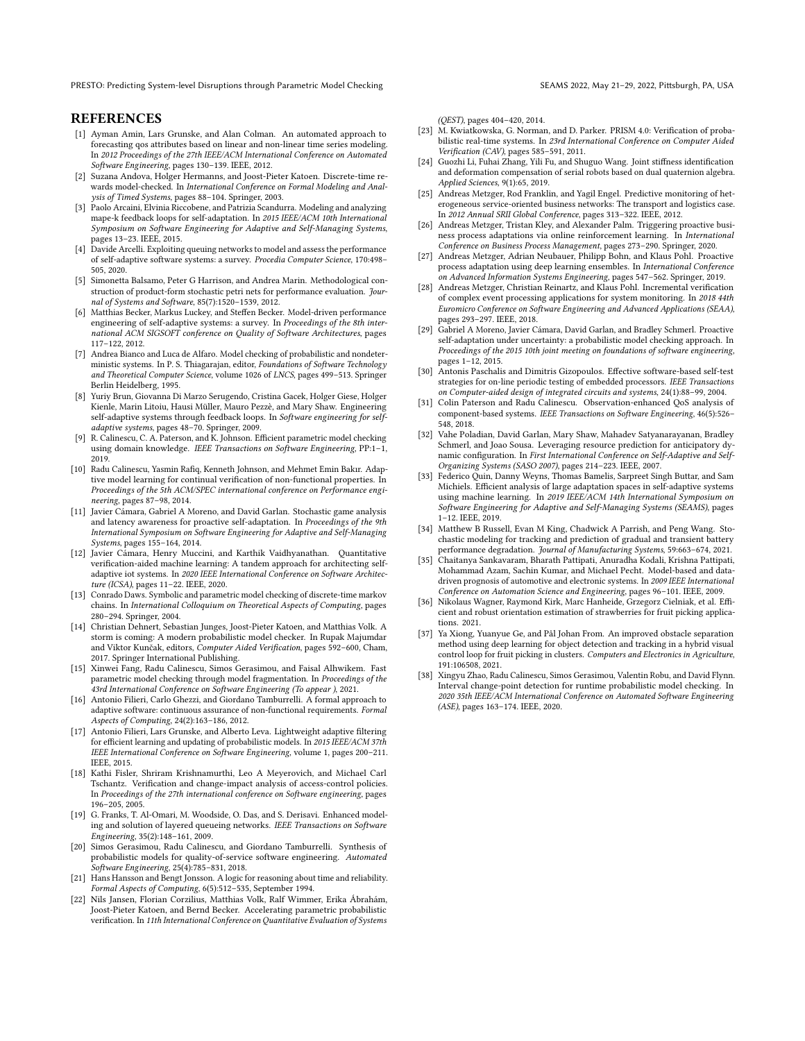## REFERENCES

[1] Ayman Amin, Lars Grunske, and Alan Colman. An automated approach to forecasting qos attributes based on linear and non-linear time series modeling. In *2012 Proceedings of the 27th IEEE/ACM International Conference on Automated Software Engineering*, pages 130–139. IEEE, 2012.

[2] Suzana Andova, Holger Hermanns, and Joost-Pieter Katoen. Discrete-time rewards model-checked. In *International Conference on Formal Modeling and Analysis of Timed Systems*, pages 88–104. Springer, 2003.

[3] Paolo Arcaini, Elvinia Riccobene, and Patrizia Scandurra. Modeling and analyzing mape-k feedback loops for self-adaptation. In *2015 IEEE/ACM 10th International Symposium on Software Engineering for Adaptive and Self-Managing Systems*, pages 13–23. IEEE, 2015.

[4] Davide Arcelli. Exploiting queuing networks to model and assess the performance of self-adaptive software systems: a survey. *Procedia Computer Science*, 170:498–505, 2020.

[5] Simonetta Balsamo, Peter G Harrison, and Andrea Marin. Methodological construction of product-form stochastic petri nets for performance evaluation. *Journal of Systems and Software*, 85(7):1520–1539, 2012.

[6] Matthias Becker, Markus Luckey, and Steffen Becker. Model-driven performance engineering of self-adaptive systems: a survey. In *Proceedings of the 8th international ACM SIGSOFT conference on Quality of Software Architectures*, pages 117–122, 2012.

[7] Andrea Bianco and Luca de Alfaro. Model checking of probabilistic and nondeterministic systems. In P. S. Thiagarajan, editor, *Foundations of Software Technology and Theoretical Computer Science*, volume 1026 of *LNCS*, pages 499–513. Springer Berlin Heidelberg, 1995.

[8] Yuriy Brun, Giovanna Di Marzo Serugendo, Cristina Gacek, Holger Giese, Holger Kienle, Marin Litoiu, Hausi Müller, Mauro Pezzè, and Mary Shaw. Engineering self-adaptive systems through feedback loops. In *Software engineering for self-adaptive systems*, pages 48–70. Springer, 2009.

[9] R. Calinescu, C. A. Paterson, and K. Johnson. Efficient parametric model checking using domain knowledge. *IEEE Transactions on Software Engineering*, PP:1–1, 2019.

[10] Radu Calinescu, Yasmin Rafiq, Kenneth Johnson, and Mehmet Emin Bakır. Adaptive model learning for continual verification of non-functional properties. In *Proceedings of the 5th ACM/SPEC international conference on Performance engineering*, pages 87–98, 2014.

[11] Javier Cámara, Gabriel A Moreno, and David Garlan. Stochastic game analysis and latency awareness for proactive self-adaptation. In *Proceedings of the 9th International Symposium on Software Engineering for Adaptive and Self-Managing Systems*, pages 155–164, 2014.

[12] Javier Cámara, Henry Muccini, and Karthik Vaidhyanathan. Quantitative verification-aided machine learning: A tandem approach for architecting self-adaptive iot systems. In *2020 IEEE International Conference on Software Architecture (ICSA)*, pages 11–22. IEEE, 2020.

[13] Conrado Daws. Symbolic and parametric model checking of discrete-time markov chains. In *International Colloquium on Theoretical Aspects of Computing*, pages 280–294. Springer, 2004.

[14] Christian Dehnert, Sebastian Junges, Joost-Pieter Katoen, and Matthias Volk. A storm is coming: A modern probabilistic model checker. In Rupak Majumdar and Viktor Kunčak, editors, *Computer Aided Verification*, pages 592–600, Cham, 2017. Springer International Publishing.

[15] Xinwei Fang, Radu Calinescu, Simos Gerasimou, and Faisal Alhwikem. Fast parametric model checking through model fragmentation. In *Proceedings of the 43rd International Conference on Software Engineering (To appear )*, 2021.

[16] Antonio Filieri, Carlo Ghezzi, and Giordano Tamburrelli. A formal approach to adaptive software: continuous assurance of non-functional requirements. *Formal Aspects of Computing*, 24(2):163–186, 2012.

[17] Antonio Filieri, Lars Grunske, and Alberto Leva. Lightweight adaptive filtering for efficient learning and updating of probabilistic models. In *2015 IEEE/ACM 37th IEEE International Conference on Software Engineering*, volume 1, pages 200–211. IEEE, 2015.

[18] Kathi Fisler, Shriram Krishnamurthi, Leo A Meyerovich, and Michael Carl Tschantz. Verification and change-impact analysis of access-control policies. In *Proceedings of the 27th international conference on Software engineering*, pages 196–205, 2005.

[19] G. Franks, T. Al-Omari, M. Woodside, O. Das, and S. Derisavi. Enhanced modeling and solution of layered queueing networks. *IEEE Transactions on Software Engineering*, 35(2):148–161, 2009.

[20] Simos Gerasimou, Radu Calinescu, and Giordano Tamburrelli. Synthesis of probabilistic models for quality-of-service software engineering. *Automated Software Engineering*, 25(4):785–831, 2018.

[21] Hans Hansson and Bengt Jonsson. A logic for reasoning about time and reliability. *Formal Aspects of Computing*, 6(5):512–535, September 1994.

[22] Nils Jansen, Florian Corzilius, Matthias Volk, Ralf Wimmer, Erika Ábrahám, Joost-Pieter Katoen, and Bernd Becker. Accelerating parametric probabilistic verification. In *11th International Conference on Quantitative Evaluation of Systems (QEST)*, pages 404–420, 2014.

[23] M. Kwiatkowska, G. Norman, and D. Parker. PRISM 4.0: Verification of probabilistic real-time systems. In *23rd International Conference on Computer Aided Verification (CAV)*, pages 585–591, 2011.

[24] Guozhi Li, Fuhai Zhang, Yili Fu, and Shuguo Wang. Joint stiffness identification and deformation compensation of serial robots based on dual quaternion algebra. *Applied Sciences*, 9(1):65, 2019.

[25] Andreas Metzger, Rod Franklin, and Yagil Engel. Predictive monitoring of heterogeneous service-oriented business networks: The transport and logistics case. In *2012 Annual SRII Global Conference*, pages 313–322. IEEE, 2012.

[26] Andreas Metzger, Tristan Kley, and Alexander Palm. Triggering proactive business process adaptations via online reinforcement learning. In *International Conference on Business Process Management*, pages 273–290. Springer, 2020.

[27] Andreas Metzger, Adrian Neubauer, Philipp Bohn, and Klaus Pohl. Proactive process adaptation using deep learning ensembles. In *International Conference on Advanced Information Systems Engineering*, pages 547–562. Springer, 2019.

[28] Andreas Metzger, Christian Reinartz, and Klaus Pohl. Incremental verification of complex event processing applications for system monitoring. In *2018 44th Euromicro Conference on Software Engineering and Advanced Applications (SEAA)*, pages 293–297. IEEE, 2018.

[29] Gabriel A Moreno, Javier Cámara, David Garlan, and Bradley Schmerl. Proactive self-adaptation under uncertainty: a probabilistic model checking approach. In *Proceedings of the 2015 10th joint meeting on foundations of software engineering*, pages 1–12, 2015.

[30] Antonis Paschalis and Dimitris Gizopoulos. Effective software-based self-test strategies for on-line periodic testing of embedded processors. *IEEE Transactions on Computer-aided design of integrated circuits and systems*, 24(1):88–99, 2004.

[31] Colin Paterson and Radu Calinescu. Observation-enhanced QoS analysis of component-based systems. *IEEE Transactions on Software Engineering*, 46(5):526–548, 2018.

[32] Vahe Poladian, David Garlan, Mary Shaw, Mahadev Satyanarayanan, Bradley Schmerl, and Joao Sousa. Leveraging resource prediction for anticipatory dynamic configuration. In *First International Conference on Self-Adaptive and Self-Organizing Systems (SASO 2007)*, pages 214–223. IEEE, 2007.

[33] Federico Quin, Danny Weyns, Thomas Bamelis, Sarpreet Singh Buttar, and Sam Michiels. Efficient analysis of large adaptation spaces in self-adaptive systems using machine learning. In *2019 IEEE/ACM 14th International Symposium on Software Engineering for Adaptive and Self-Managing Systems (SEAMS)*, pages 1–12. IEEE, 2019.

[34] Matthew B Russell, Evan M King, Chadwick A Parrish, and Peng Wang. Stochastic modeling for tracking and prediction of gradual and transient battery performance degradation. *Journal of Manufacturing Systems*, 59:663–674, 2021.

[35] Chaitanya Sankavaram, Bharath Pattipati, Anuradha Kodali, Krishna Pattipati, Mohammad Azam, Sachin Kumar, and Michael Pecht. Model-based and data-driven prognosis of automotive and electronic systems. In *2009 IEEE International Conference on Automation Science and Engineering*, pages 96–101. IEEE, 2009.

[36] Nikolaus Wagner, Raymond Kirk, Marc Hanheide, Grzegorz Cielniak, et al. Efficient and robust orientation estimation of strawberries for fruit picking applications. 2021.

[37] Ya Xiong, Yuanyue Ge, and Pål Johan From. An improved obstacle separation method using deep learning for object detection and tracking in a hybrid visual control loop for fruit picking in clusters. *Computers and Electronics in Agriculture*, 191:106508, 2021.

[38] Xingyu Zhao, Radu Calinescu, Simos Gerasimou, Valentin Robu, and David Flynn. Interval change-point detection for runtime probabilistic model checking. In *2020 35th IEEE/ACM International Conference on Automated Software Engineering (ASE)*, pages 163–174. IEEE, 2020.